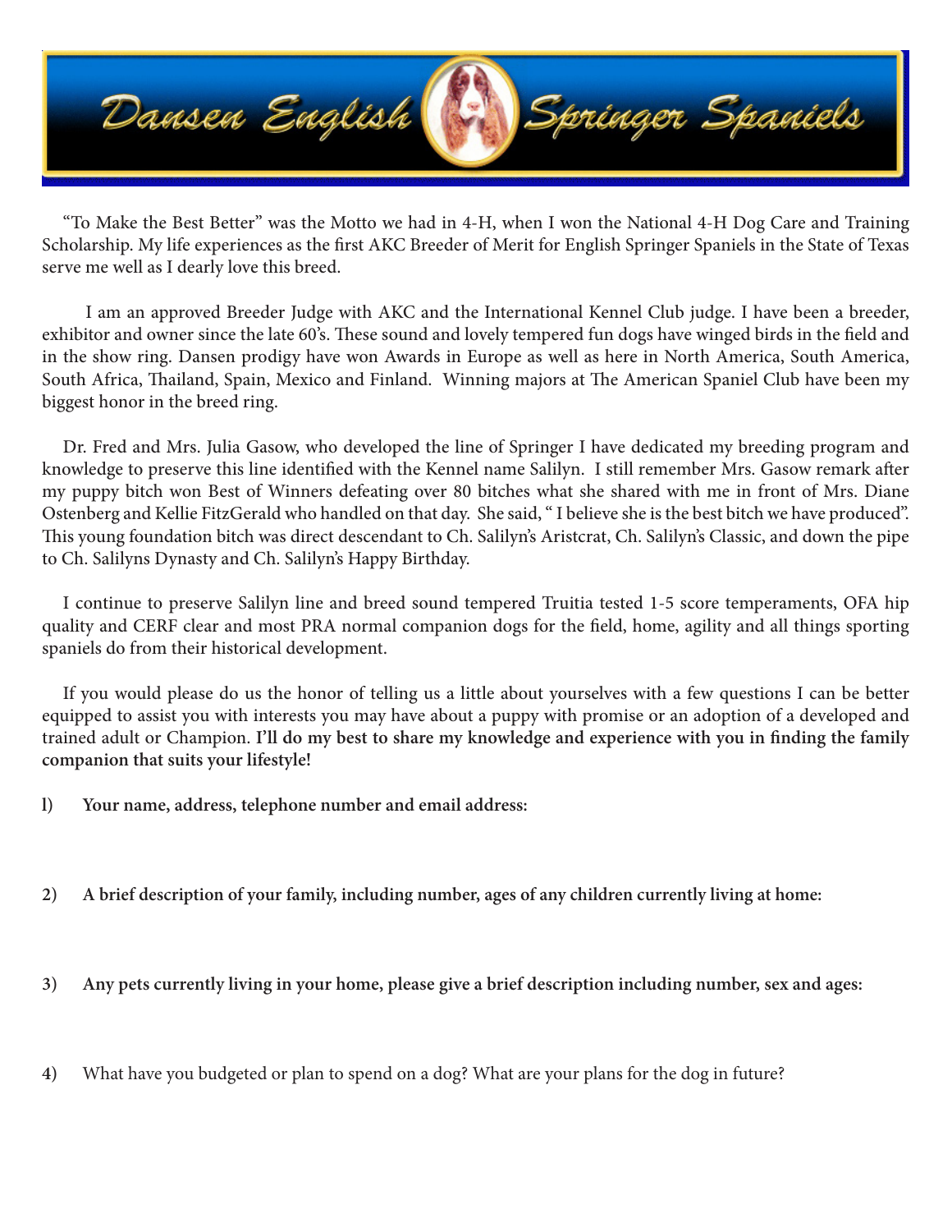# Dansen English Springer Spaniels

"To Make the Best Better" was the Motto we had in 4-H, when I won the National 4-H Dog Care and Training Scholarship. My life experiences as the first AKC Breeder of Merit for English Springer Spaniels in the State of Texas serve me well as I dearly love this breed.

I am an approved Breeder Judge with AKC and the International Kennel Club judge. I have been a breeder, exhibitor and owner since the late 60's. These sound and lovely tempered fun dogs have winged birds in the field and in the show ring. Dansen prodigy have won Awards in Europe as well as here in North America, South America, South Africa, Thailand, Spain, Mexico and Finland. Winning majors at The American Spaniel Club have been my biggest honor in the breed ring.

Dr. Fred and Mrs. Julia Gasow, who developed the line of Springer I have dedicated my breeding program and knowledge to preserve this line identified with the Kennel name Salilyn. I still remember Mrs. Gasow remark after my puppy bitch won Best of Winners defeating over 80 bitches what she shared with me in front of Mrs. Diane Ostenberg and Kellie FitzGerald who handled on that day. She said, " I believe she is the best bitch we have produced". This young foundation bitch was direct descendant to Ch. Salilyn's Aristcrat, Ch. Salilyn's Classic, and down the pipe to Ch. Salilyns Dynasty and Ch. Salilyn's Happy Birthday.

I continue to preserve Salilyn line and breed sound tempered Truitia tested 1-5 score temperaments, OFA hip quality and CERF clear and most PRA normal companion dogs for the field, home, agility and all things sporting spaniels do from their historical development.

If you would please do us the honor of telling us a little about yourselves with a few questions I can be better equipped to assist you with interests you may have about a puppy with promise or an adoption of a developed and trained adult or Champion. **I'll do my best to share my knowledge and experience with you in finding the family companion that suits your lifestyle!**

1) **Your name, address, telephone number and email address:**

2) **A brief description of your family, including number, ages of any children currently living at home:**

3) **Any pets currently living in your home, please give a brief description including number, sex and ages:**

4) What have you budgeted or plan to spend on a dog? What are your plans for the dog in future?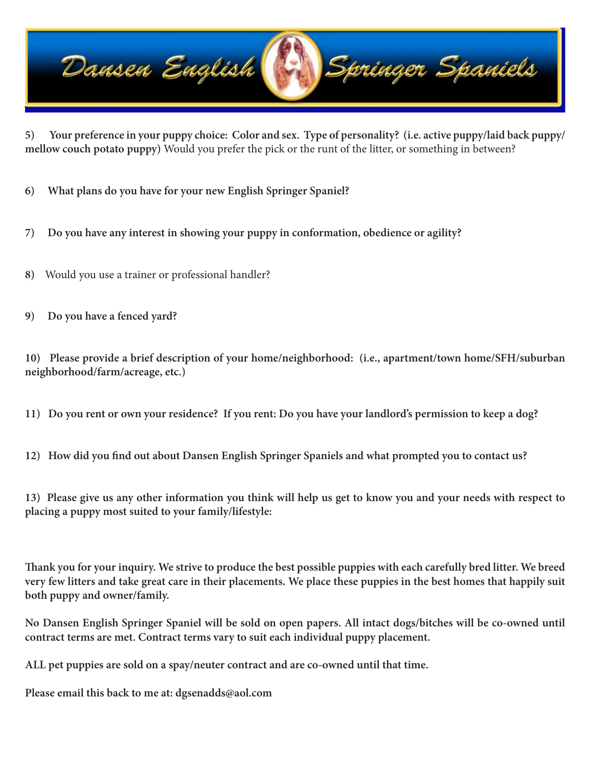# Dansen English Springer Spaniels

5) **Your preference in your puppy choice: Color and sex. Type of personality? (i.e. active puppy/laid back puppy/ mellow couch potato puppy)** Would you prefer the pick or the runt of the litter, or something in between?

6) **What plans do you have for your new English Springer Spaniel?**

7) **Do you have any interest in showing your puppy in conformation, obedience or agility?**

8) Would you use a trainer or professional handler?

9) **Do you have a fenced yard?**

10) **Please provide a brief description of your home/neighborhood: (i.e., apartment/town home/SFH/suburban neighborhood/farm/acreage, etc.)**

11) **Do you rent or own your residence? If you rent: Do you have your landlord's permission to keep a dog?**

12) **How did you find out about Dansen English Springer Spaniels and what prompted you to contact us?**

13) **Please give us any other information you think will help us get to know you and your needs with respect to placing a puppy most suited to your family/lifestyle:**

**Thank you for your inquiry. We strive to produce the best possible puppies with each carefully bred litter. We breed very few litters and take great care in their placements. We place these puppies in the best homes that happily suit both puppy and owner/family.**

**No Dansen English Springer Spaniel will be sold on open papers. All intact dogs/bitches will be co-owned until contract terms are met. Contract terms vary to suit each individual puppy placement.**

**ALL pet puppies are sold on a spay/neuter contract and are co-owned until that time.**

**Please email this back to me at: dgsenadds@aol.com**